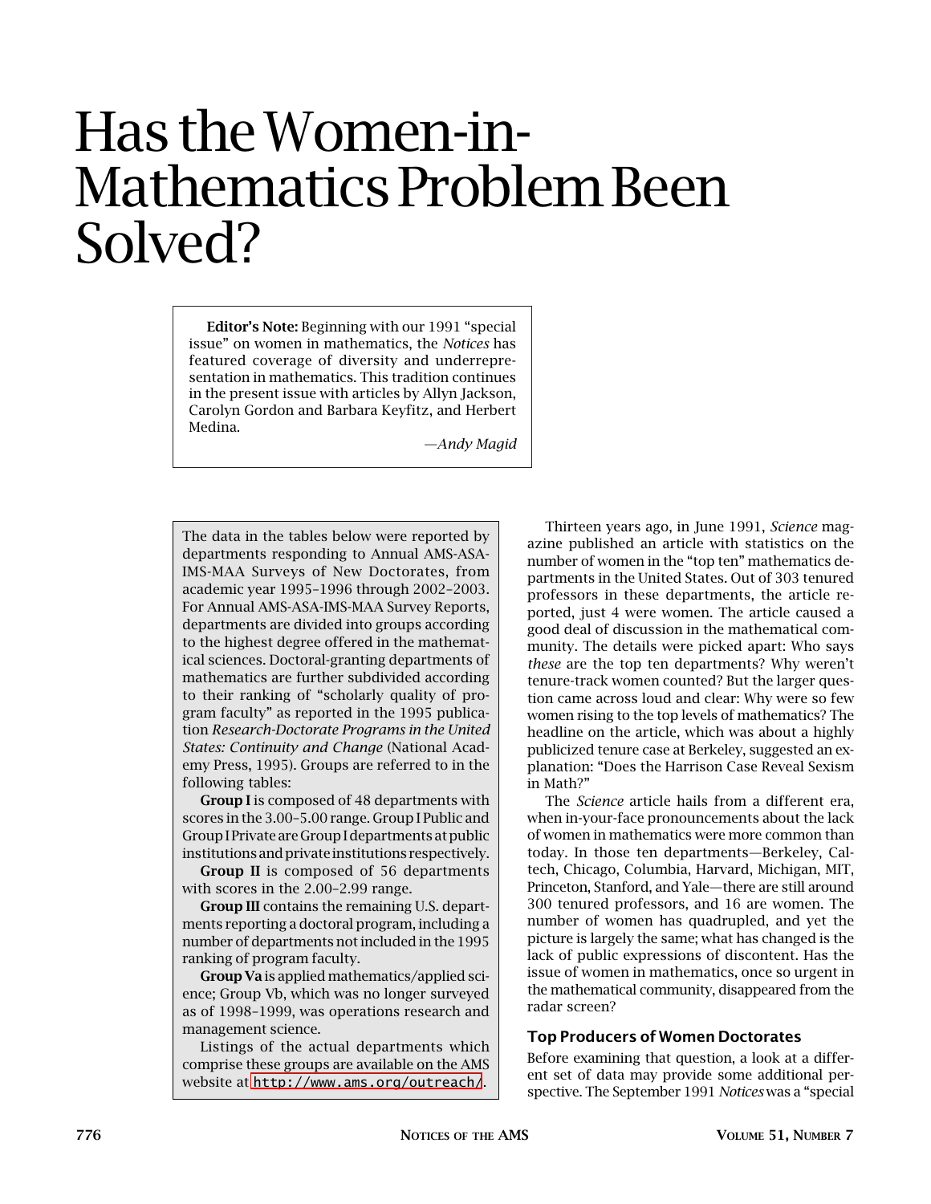# Has the Women-in-Mathematics Problem Been Solved?

> **Editor's Note:** Beginning with our 1991 "special issue" on women in mathematics, the *Notices* has featured coverage of diversity and underrepresentation in mathematics. This tradition continues in the present issue with articles by Allyn Jackson, Carolyn Gordon and Barbara Keyfitz, and Herbert Medina.
>
> *—Andy Magid*

> The data in the tables below were reported by departments responding to Annual AMS-ASA-IMS-MAA Surveys of New Doctorates, from academic year 1995–1996 through 2002–2003. For Annual AMS-ASA-IMS-MAA Survey Reports, departments are divided into groups according to the highest degree offered in the mathematical sciences. Doctoral-granting departments of mathematics are further subdivided according to their ranking of "scholarly quality of program faculty" as reported in the 1995 publication *Research-Doctorate Programs in the United States: Continuity and Change* (National Academy Press, 1995). Groups are referred to in the following tables:
>
> **Group I** is composed of 48 departments with scores in the 3.00–5.00 range. Group I Public and Group I Private are Group I departments at public institutions and private institutions respectively.
>
> **Group II** is composed of 56 departments with scores in the 2.00–2.99 range.
>
> **Group III** contains the remaining U.S. departments reporting a doctoral program, including a number of departments not included in the 1995 ranking of program faculty.
>
> **Group Va** is applied mathematics/applied science; Group Vb, which was no longer surveyed as of 1998–1999, was operations research and management science.
>
> Listings of the actual departments which comprise these groups are available on the AMS website at http://www.ams.org/outreach/.

Thirteen years ago, in June 1991, *Science* magazine published an article with statistics on the number of women in the "top ten" mathematics departments in the United States. Out of 303 tenured professors in these departments, the article reported, just 4 were women. The article caused a good deal of discussion in the mathematical community. The details were picked apart: Who says *these* are the top ten departments? Why weren't tenure-track women counted? But the larger question came across loud and clear: Why were so few women rising to the top levels of mathematics? The headline on the article, which was about a highly publicized tenure case at Berkeley, suggested an explanation: "Does the Harrison Case Reveal Sexism in Math?"

The *Science* article hails from a different era, when in-your-face pronouncements about the lack of women in mathematics were more common than today. In those ten departments—Berkeley, Caltech, Chicago, Columbia, Harvard, Michigan, MIT, Princeton, Stanford, and Yale—there are still around 300 tenured professors, and 16 are women. The number of women has quadrupled, and yet the picture is largely the same; what has changed is the lack of public expressions of discontent. Has the issue of women in mathematics, once so urgent in the mathematical community, disappeared from the radar screen?

### Top Producers of Women Doctorates

Before examining that question, a look at a different set of data may provide some additional perspective. The September 1991 *Notices* was a "special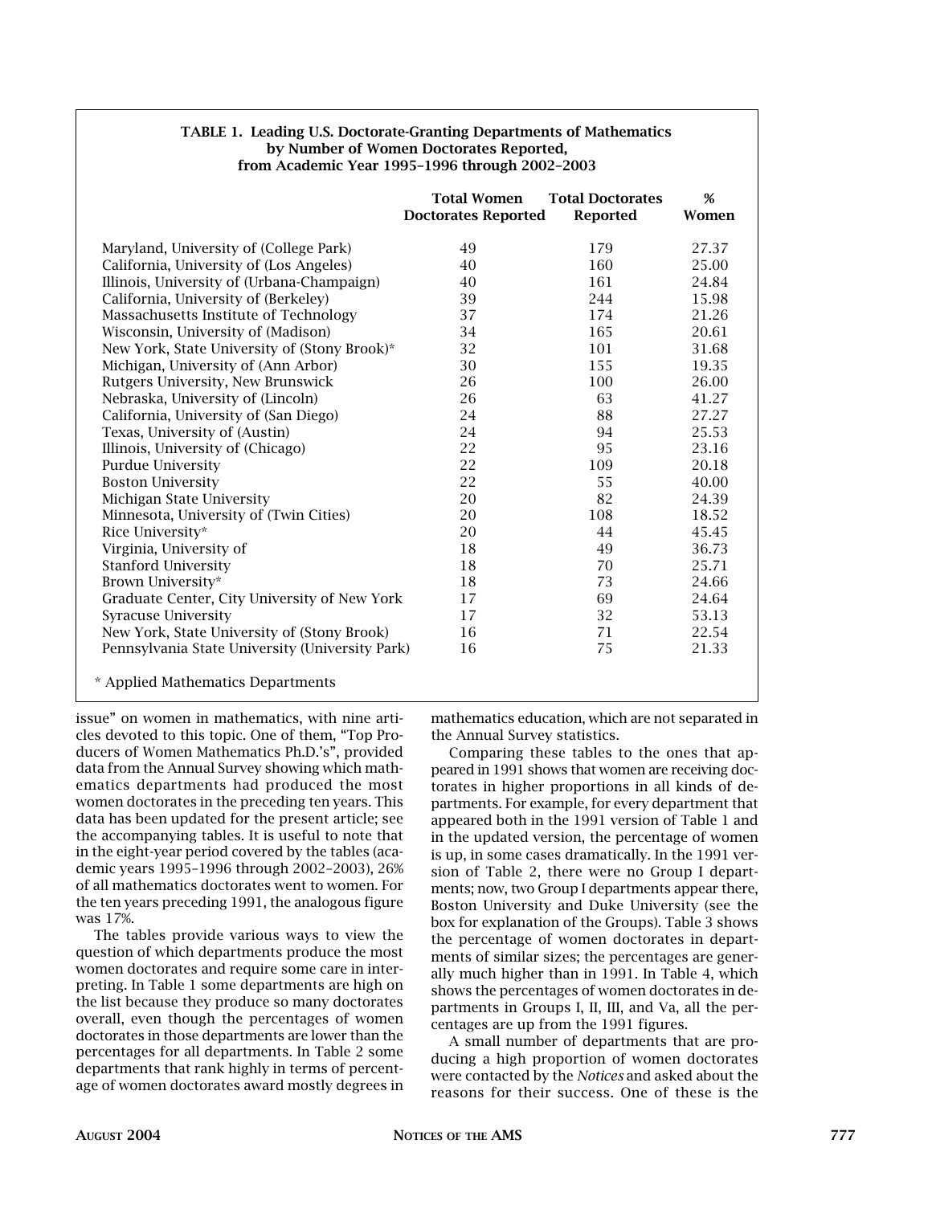**TABLE 1. Leading U.S. Doctorate-Granting Departments of Mathematics by Number of Women Doctorates Reported, from Academic Year 1995–1996 through 2002–2003**

| | Total Women Doctorates Reported | Total Doctorates Reported | % Women |
|---|---|---|---|
| Maryland, University of (College Park) | 49 | 179 | 27.37 |
| California, University of (Los Angeles) | 40 | 160 | 25.00 |
| Illinois, University of (Urbana-Champaign) | 40 | 161 | 24.84 |
| California, University of (Berkeley) | 39 | 244 | 15.98 |
| Massachusetts Institute of Technology | 37 | 174 | 21.26 |
| Wisconsin, University of (Madison) | 34 | 165 | 20.61 |
| New York, State University of (Stony Brook)* | 32 | 101 | 31.68 |
| Michigan, University of (Ann Arbor) | 30 | 155 | 19.35 |
| Rutgers University, New Brunswick | 26 | 100 | 26.00 |
| Nebraska, University of (Lincoln) | 26 | 63 | 41.27 |
| California, University of (San Diego) | 24 | 88 | 27.27 |
| Texas, University of (Austin) | 24 | 94 | 25.53 |
| Illinois, University of (Chicago) | 22 | 95 | 23.16 |
| Purdue University | 22 | 109 | 20.18 |
| Boston University | 22 | 55 | 40.00 |
| Michigan State University | 20 | 82 | 24.39 |
| Minnesota, University of (Twin Cities) | 20 | 108 | 18.52 |
| Rice University* | 20 | 44 | 45.45 |
| Virginia, University of | 18 | 49 | 36.73 |
| Stanford University | 18 | 70 | 25.71 |
| Brown University* | 18 | 73 | 24.66 |
| Graduate Center, City University of New York | 17 | 69 | 24.64 |
| Syracuse University | 17 | 32 | 53.13 |
| New York, State University of (Stony Brook) | 16 | 71 | 22.54 |
| Pennsylvania State University (University Park) | 16 | 75 | 21.33 |

\* Applied Mathematics Departments

issue" on women in mathematics, with nine articles devoted to this topic. One of them, "Top Producers of Women Mathematics Ph.D.'s", provided data from the Annual Survey showing which mathematics departments had produced the most women doctorates in the preceding ten years. This data has been updated for the present article; see the accompanying tables. It is useful to note that in the eight-year period covered by the tables (academic years 1995–1996 through 2002–2003), 26% of all mathematics doctorates went to women. For the ten years preceding 1991, the analogous figure was 17%.

The tables provide various ways to view the question of which departments produce the most women doctorates and require some care in interpreting. In Table 1 some departments are high on the list because they produce so many doctorates overall, even though the percentages of women doctorates in those departments are lower than the percentages for all departments. In Table 2 some departments that rank highly in terms of percentage of women doctorates award mostly degrees in mathematics education, which are not separated in the Annual Survey statistics.

Comparing these tables to the ones that appeared in 1991 shows that women are receiving doctorates in higher proportions in all kinds of departments. For example, for every department that appeared both in the 1991 version of Table 1 and in the updated version, the percentage of women is up, in some cases dramatically. In the 1991 version of Table 2, there were no Group I departments; now, two Group I departments appear there, Boston University and Duke University (see the box for explanation of the Groups). Table 3 shows the percentage of women doctorates in departments of similar sizes; the percentages are generally much higher than in 1991. In Table 4, which shows the percentages of women doctorates in departments in Groups I, II, III, and Va, all the percentages are up from the 1991 figures.

A small number of departments that are producing a high proportion of women doctorates were contacted by the *Notices* and asked about the reasons for their success. One of these is the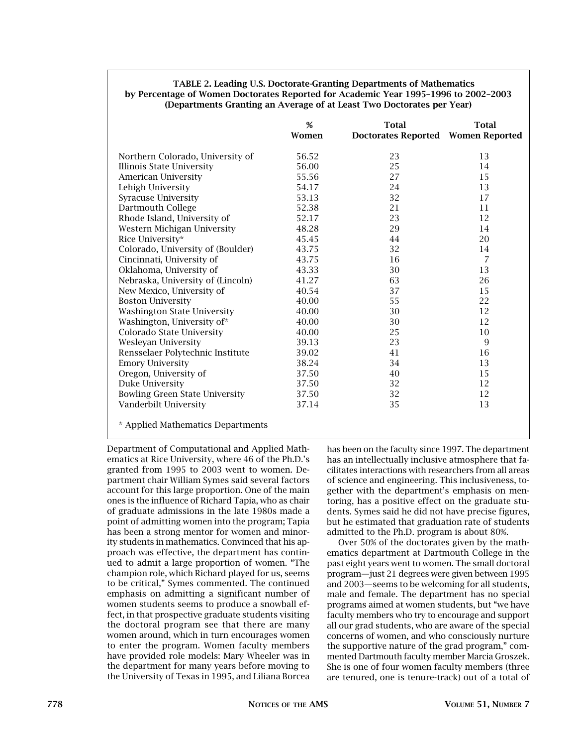**TABLE 2. Leading U.S. Doctorate-Granting Departments of Mathematics by Percentage of Women Doctorates Reported for Academic Year 1995–1996 to 2002–2003 (Departments Granting an Average of at Least Two Doctorates per Year)**

| | % Women | Total Doctorates Reported | Total Women Reported |
|---|---|---|---|
| Northern Colorado, University of | 56.52 | 23 | 13 |
| Illinois State University | 56.00 | 25 | 14 |
| American University | 55.56 | 27 | 15 |
| Lehigh University | 54.17 | 24 | 13 |
| Syracuse University | 53.13 | 32 | 17 |
| Dartmouth College | 52.38 | 21 | 11 |
| Rhode Island, University of | 52.17 | 23 | 12 |
| Western Michigan University | 48.28 | 29 | 14 |
| Rice University* | 45.45 | 44 | 20 |
| Colorado, University of (Boulder) | 43.75 | 32 | 14 |
| Cincinnati, University of | 43.75 | 16 | 7 |
| Oklahoma, University of | 43.33 | 30 | 13 |
| Nebraska, University of (Lincoln) | 41.27 | 63 | 26 |
| New Mexico, University of | 40.54 | 37 | 15 |
| Boston University | 40.00 | 55 | 22 |
| Washington State University | 40.00 | 30 | 12 |
| Washington, University of* | 40.00 | 30 | 12 |
| Colorado State University | 40.00 | 25 | 10 |
| Wesleyan University | 39.13 | 23 | 9 |
| Rensselaer Polytechnic Institute | 39.02 | 41 | 16 |
| Emory University | 38.24 | 34 | 13 |
| Oregon, University of | 37.50 | 40 | 15 |
| Duke University | 37.50 | 32 | 12 |
| Bowling Green State University | 37.50 | 32 | 12 |
| Vanderbilt University | 37.14 | 35 | 13 |

\* Applied Mathematics Departments

Department of Computational and Applied Mathematics at Rice University, where 46 of the Ph.D.'s granted from 1995 to 2003 went to women. Department chair William Symes said several factors account for this large proportion. One of the main ones is the influence of Richard Tapia, who as chair of graduate admissions in the late 1980s made a point of admitting women into the program; Tapia has been a strong mentor for women and minority students in mathematics. Convinced that his approach was effective, the department has continued to admit a large proportion of women. "The champion role, which Richard played for us, seems to be critical," Symes commented. The continued emphasis on admitting a significant number of women students seems to produce a snowball effect, in that prospective graduate students visiting the doctoral program see that there are many women around, which in turn encourages women to enter the program. Women faculty members have provided role models: Mary Wheeler was in the department for many years before moving to the University of Texas in 1995, and Liliana Borcea has been on the faculty since 1997. The department has an intellectually inclusive atmosphere that facilitates interactions with researchers from all areas of science and engineering. This inclusiveness, together with the department's emphasis on mentoring, has a positive effect on the graduate students. Symes said he did not have precise figures, but he estimated that graduation rate of students admitted to the Ph.D. program is about 80%.

Over 50% of the doctorates given by the mathematics department at Dartmouth College in the past eight years went to women. The small doctoral program—just 21 degrees were given between 1995 and 2003—seems to be welcoming for all students, male and female. The department has no special programs aimed at women students, but "we have faculty members who try to encourage and support all our grad students, who are aware of the special concerns of women, and who consciously nurture the supportive nature of the grad program," commented Dartmouth faculty member Marcia Groszek. She is one of four women faculty members (three are tenured, one is tenure-track) out of a total of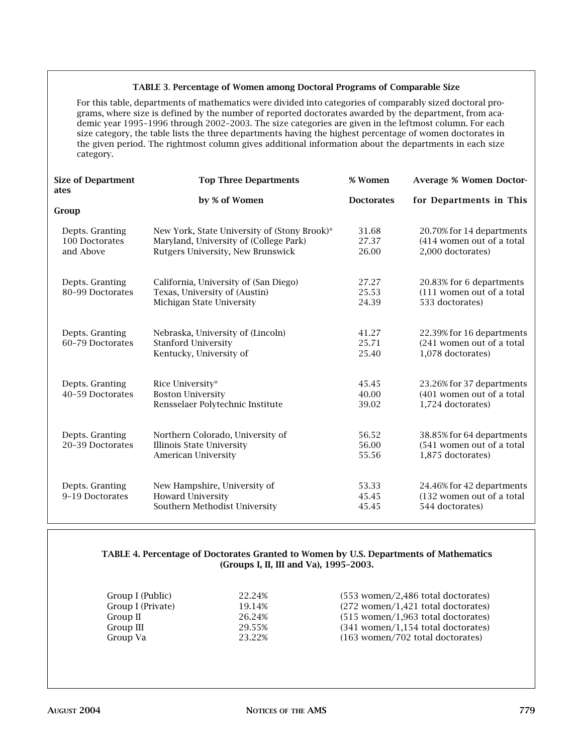**TABLE 3. Percentage of Women among Doctoral Programs of Comparable Size**

For this table, departments of mathematics were divided into categories of comparably sized doctoral programs, where size is defined by the number of reported doctorates awarded by the department, from academic year 1995–1996 through 2002–2003. The size categories are given in the leftmost column. For each size category, the table lists the three departments having the highest percentage of women doctorates in the given period. The rightmost column gives additional information about the departments in each size category.

| Size of Department Group | Top Three Departments by % of Women | % Women Doctorates | Average % Women Doctorates for Departments in This Group |
|---|---|---|---|
| Depts. Granting 100 Doctorates and Above | New York, State University of (Stony Brook)*<br>Maryland, University of (College Park)<br>Rutgers University, New Brunswick | 31.68<br>27.37<br>26.00 | 20.70% for 14 departments (414 women out of a total 2,000 doctorates) |
| Depts. Granting 80–99 Doctorates | California, University of (San Diego)<br>Texas, University of (Austin)<br>Michigan State University | 27.27<br>25.53<br>24.39 | 20.83% for 6 departments (111 women out of a total 533 doctorates) |
| Depts. Granting 60–79 Doctorates | Nebraska, University of (Lincoln)<br>Stanford University<br>Kentucky, University of | 41.27<br>25.71<br>25.40 | 22.39% for 16 departments (241 women out of a total 1,078 doctorates) |
| Depts. Granting 40–59 Doctorates | Rice University*<br>Boston University<br>Rensselaer Polytechnic Institute | 45.45<br>40.00<br>39.02 | 23.26% for 37 departments (401 women out of a total 1,724 doctorates) |
| Depts. Granting 20–39 Doctorates | Northern Colorado, University of<br>Illinois State University<br>American University | 56.52<br>56.00<br>55.56 | 38.85% for 64 departments (541 women out of a total 1,875 doctorates) |
| Depts. Granting 9–19 Doctorates | New Hampshire, University of<br>Howard University<br>Southern Methodist University | 53.33<br>45.45<br>45.45 | 24.46% for 42 departments (132 women out of a total 544 doctorates) |

**TABLE 4. Percentage of Doctorates Granted to Women by U.S. Departments of Mathematics (Groups I, II, III and Va), 1995–2003.**

| Group | % | |
|---|---|---|
| Group I (Public) | 22.24% | (553 women/2,486 total doctorates) |
| Group I (Private) | 19.14% | (272 women/1,421 total doctorates) |
| Group II | 26.24% | (515 women/1,963 total doctorates) |
| Group III | 29.55% | (341 women/1,154 total doctorates) |
| Group Va | 23.22% | (163 women/702 total doctorates) |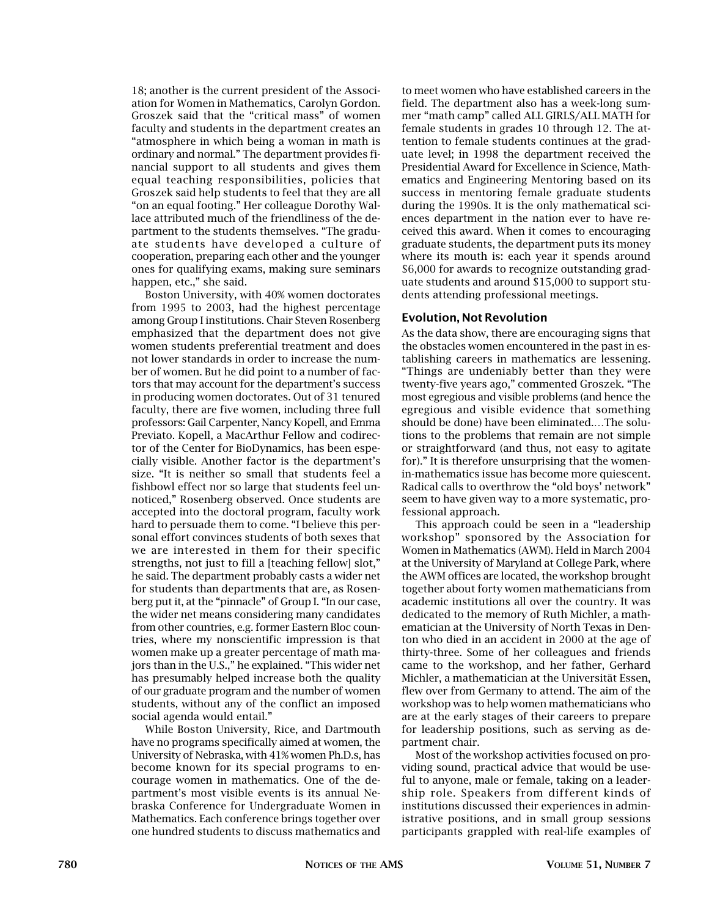18; another is the current president of the Association for Women in Mathematics, Carolyn Gordon. Groszek said that the "critical mass" of women faculty and students in the department creates an "atmosphere in which being a woman in math is ordinary and normal." The department provides financial support to all students and gives them equal teaching responsibilities, policies that Groszek said help students to feel that they are all "on an equal footing." Her colleague Dorothy Wallace attributed much of the friendliness of the department to the students themselves. "The graduate students have developed a culture of cooperation, preparing each other and the younger ones for qualifying exams, making sure seminars happen, etc.," she said.

Boston University, with 40% women doctorates from 1995 to 2003, had the highest percentage among Group I institutions. Chair Steven Rosenberg emphasized that the department does not give women students preferential treatment and does not lower standards in order to increase the number of women. But he did point to a number of factors that may account for the department's success in producing women doctorates. Out of 31 tenured faculty, there are five women, including three full professors: Gail Carpenter, Nancy Kopell, and Emma Previato. Kopell, a MacArthur Fellow and codirector of the Center for BioDynamics, has been especially visible. Another factor is the department's size. "It is neither so small that students feel a fishbowl effect nor so large that students feel unnoticed," Rosenberg observed. Once students are accepted into the doctoral program, faculty work hard to persuade them to come. "I believe this personal effort convinces students of both sexes that we are interested in them for their specific strengths, not just to fill a [teaching fellow] slot," he said. The department probably casts a wider net for students than departments that are, as Rosenberg put it, at the "pinnacle" of Group I. "In our case, the wider net means considering many candidates from other countries, e.g. former Eastern Bloc countries, where my nonscientific impression is that women make up a greater percentage of math majors than in the U.S.," he explained. "This wider net has presumably helped increase both the quality of our graduate program and the number of women students, without any of the conflict an imposed social agenda would entail."

While Boston University, Rice, and Dartmouth have no programs specifically aimed at women, the University of Nebraska, with 41% women Ph.D.s, has become known for its special programs to encourage women in mathematics. One of the department's most visible events is its annual Nebraska Conference for Undergraduate Women in Mathematics. Each conference brings together over one hundred students to discuss mathematics and to meet women who have established careers in the field. The department also has a week-long summer "math camp" called ALL GIRLS/ALL MATH for female students in grades 10 through 12. The attention to female students continues at the graduate level; in 1998 the department received the Presidential Award for Excellence in Science, Mathematics and Engineering Mentoring based on its success in mentoring female graduate students during the 1990s. It is the only mathematical sciences department in the nation ever to have received this award. When it comes to encouraging graduate students, the department puts its money where its mouth is: each year it spends around $6,000 for awards to recognize outstanding graduate students and around $15,000 to support students attending professional meetings.

## Evolution, Not Revolution

As the data show, there are encouraging signs that the obstacles women encountered in the past in establishing careers in mathematics are lessening. "Things are undeniably better than they were twenty-five years ago," commented Groszek. "The most egregious and visible problems (and hence the egregious and visible evidence that something should be done) have been eliminated.…The solutions to the problems that remain are not simple or straightforward (and thus, not easy to agitate for)." It is therefore unsurprising that the women-in-mathematics issue has become more quiescent. Radical calls to overthrow the "old boys' network" seem to have given way to a more systematic, professional approach.

This approach could be seen in a "leadership workshop" sponsored by the Association for Women in Mathematics (AWM). Held in March 2004 at the University of Maryland at College Park, where the AWM offices are located, the workshop brought together about forty women mathematicians from academic institutions all over the country. It was dedicated to the memory of Ruth Michler, a mathematician at the University of North Texas in Denton who died in an accident in 2000 at the age of thirty-three. Some of her colleagues and friends came to the workshop, and her father, Gerhard Michler, a mathematician at the Universität Essen, flew over from Germany to attend. The aim of the workshop was to help women mathematicians who are at the early stages of their careers to prepare for leadership positions, such as serving as department chair.

Most of the workshop activities focused on providing sound, practical advice that would be useful to anyone, male or female, taking on a leadership role. Speakers from different kinds of institutions discussed their experiences in administrative positions, and in small group sessions participants grappled with real-life examples of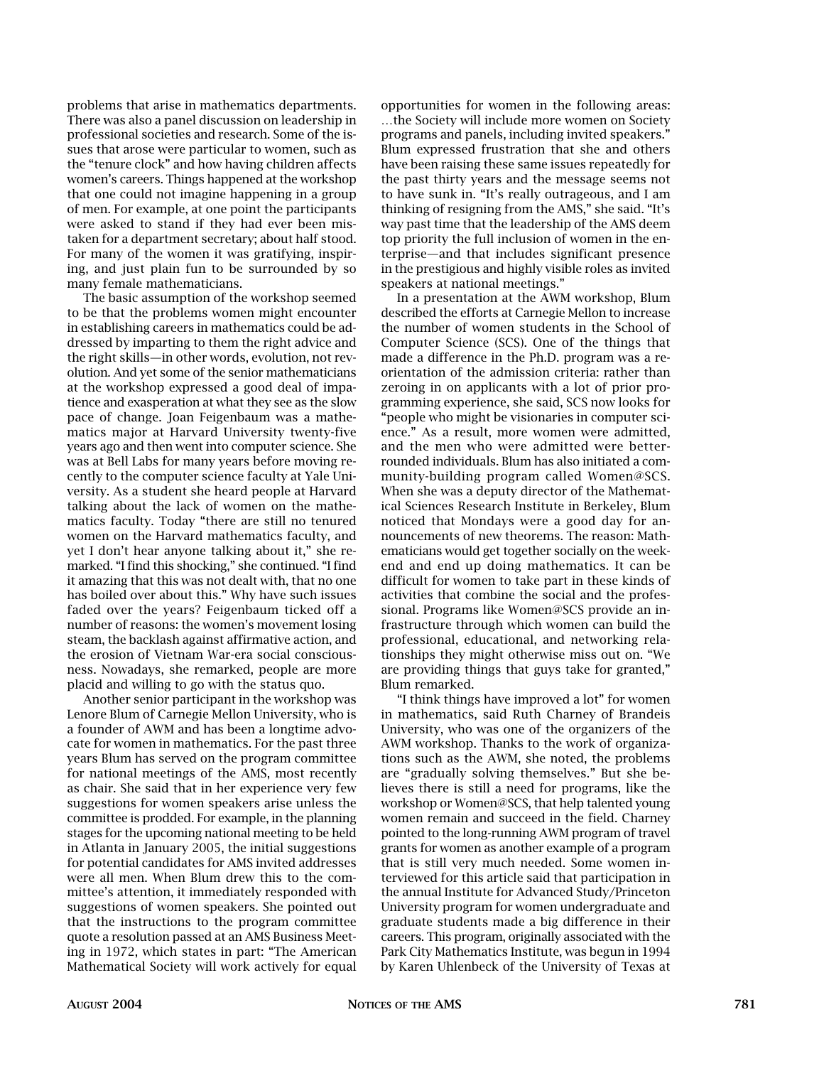problems that arise in mathematics departments. There was also a panel discussion on leadership in professional societies and research. Some of the issues that arose were particular to women, such as the "tenure clock" and how having children affects women's careers. Things happened at the workshop that one could not imagine happening in a group of men. For example, at one point the participants were asked to stand if they had ever been mistaken for a department secretary; about half stood. For many of the women it was gratifying, inspiring, and just plain fun to be surrounded by so many female mathematicians.

The basic assumption of the workshop seemed to be that the problems women might encounter in establishing careers in mathematics could be addressed by imparting to them the right advice and the right skills—in other words, evolution, not revolution. And yet some of the senior mathematicians at the workshop expressed a good deal of impatience and exasperation at what they see as the slow pace of change. Joan Feigenbaum was a mathematics major at Harvard University twenty-five years ago and then went into computer science. She was at Bell Labs for many years before moving recently to the computer science faculty at Yale University. As a student she heard people at Harvard talking about the lack of women on the mathematics faculty. Today "there are still no tenured women on the Harvard mathematics faculty, and yet I don't hear anyone talking about it," she remarked. "I find this shocking," she continued. "I find it amazing that this was not dealt with, that no one has boiled over about this." Why have such issues faded over the years? Feigenbaum ticked off a number of reasons: the women's movement losing steam, the backlash against affirmative action, and the erosion of Vietnam War-era social consciousness. Nowadays, she remarked, people are more placid and willing to go with the status quo.

Another senior participant in the workshop was Lenore Blum of Carnegie Mellon University, who is a founder of AWM and has been a longtime advocate for women in mathematics. For the past three years Blum has served on the program committee for national meetings of the AMS, most recently as chair. She said that in her experience very few suggestions for women speakers arise unless the committee is prodded. For example, in the planning stages for the upcoming national meeting to be held in Atlanta in January 2005, the initial suggestions for potential candidates for AMS invited addresses were all men. When Blum drew this to the committee's attention, it immediately responded with suggestions of women speakers. She pointed out that the instructions to the program committee quote a resolution passed at an AMS Business Meeting in 1972, which states in part: "The American Mathematical Society will work actively for equal opportunities for women in the following areas: …the Society will include more women on Society programs and panels, including invited speakers." Blum expressed frustration that she and others have been raising these same issues repeatedly for the past thirty years and the message seems not to have sunk in. "It's really outrageous, and I am thinking of resigning from the AMS," she said. "It's way past time that the leadership of the AMS deem top priority the full inclusion of women in the enterprise—and that includes significant presence in the prestigious and highly visible roles as invited speakers at national meetings."

In a presentation at the AWM workshop, Blum described the efforts at Carnegie Mellon to increase the number of women students in the School of Computer Science (SCS). One of the things that made a difference in the Ph.D. program was a reorientation of the admission criteria: rather than zeroing in on applicants with a lot of prior programming experience, she said, SCS now looks for "people who might be visionaries in computer science." As a result, more women were admitted, and the men who were admitted were better-rounded individuals. Blum has also initiated a community-building program called Women@SCS. When she was a deputy director of the Mathematical Sciences Research Institute in Berkeley, Blum noticed that Mondays were a good day for announcements of new theorems. The reason: Mathematicians would get together socially on the weekend and end up doing mathematics. It can be difficult for women to take part in these kinds of activities that combine the social and the professional. Programs like Women@SCS provide an infrastructure through which women can build the professional, educational, and networking relationships they might otherwise miss out on. "We are providing things that guys take for granted," Blum remarked.

"I think things have improved a lot" for women in mathematics, said Ruth Charney of Brandeis University, who was one of the organizers of the AWM workshop. Thanks to the work of organizations such as the AWM, she noted, the problems are "gradually solving themselves." But she believes there is still a need for programs, like the workshop or Women@SCS, that help talented young women remain and succeed in the field. Charney pointed to the long-running AWM program of travel grants for women as another example of a program that is still very much needed. Some women interviewed for this article said that participation in the annual Institute for Advanced Study/Princeton University program for women undergraduate and graduate students made a big difference in their careers. This program, originally associated with the Park City Mathematics Institute, was begun in 1994 by Karen Uhlenbeck of the University of Texas at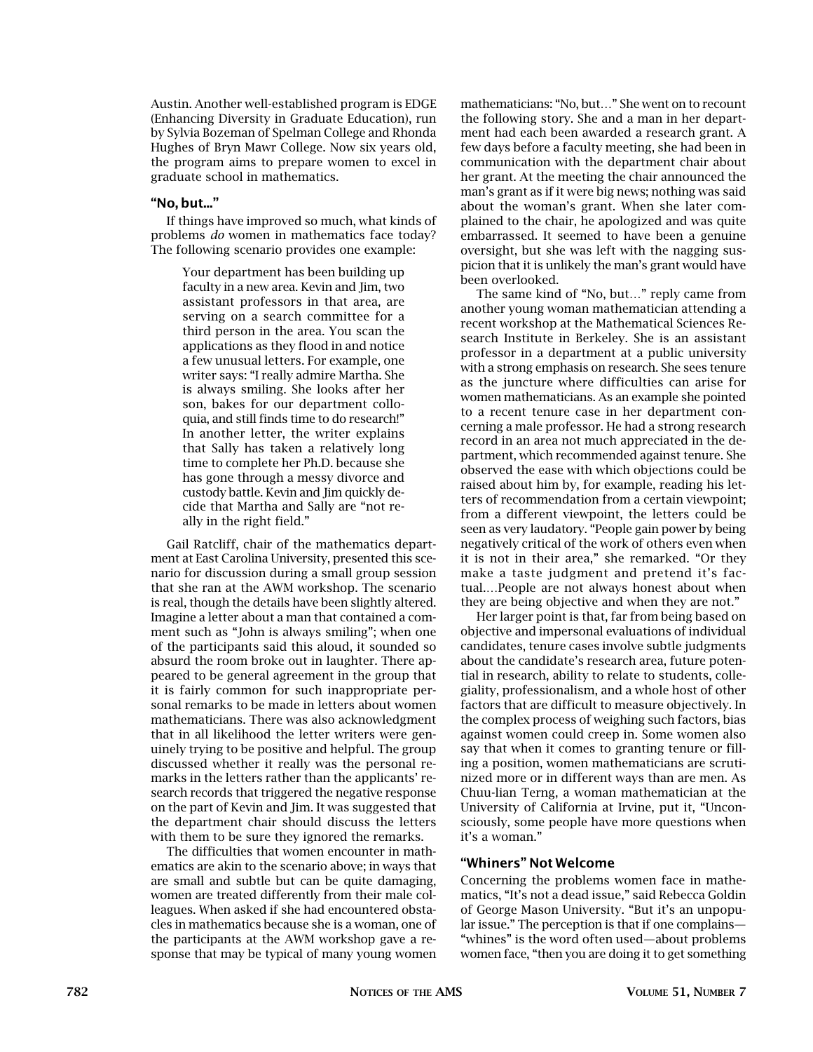Austin. Another well-established program is EDGE (Enhancing Diversity in Graduate Education), run by Sylvia Bozeman of Spelman College and Rhonda Hughes of Bryn Mawr College. Now six years old, the program aims to prepare women to excel in graduate school in mathematics.

### "No, but..."

If things have improved so much, what kinds of problems *do* women in mathematics face today? The following scenario provides one example:

> Your department has been building up faculty in a new area. Kevin and Jim, two assistant professors in that area, are serving on a search committee for a third person in the area. You scan the applications as they flood in and notice a few unusual letters. For example, one writer says: "I really admire Martha. She is always smiling. She looks after her son, bakes for our department colloquia, and still finds time to do research!" In another letter, the writer explains that Sally has taken a relatively long time to complete her Ph.D. because she has gone through a messy divorce and custody battle. Kevin and Jim quickly decide that Martha and Sally are "not really in the right field."

Gail Ratcliff, chair of the mathematics department at East Carolina University, presented this scenario for discussion during a small group session that she ran at the AWM workshop. The scenario is real, though the details have been slightly altered. Imagine a letter about a man that contained a comment such as "John is always smiling"; when one of the participants said this aloud, it sounded so absurd the room broke out in laughter. There appeared to be general agreement in the group that it is fairly common for such inappropriate personal remarks to be made in letters about women mathematicians. There was also acknowledgment that in all likelihood the letter writers were genuinely trying to be positive and helpful. The group discussed whether it really was the personal remarks in the letters rather than the applicants' research records that triggered the negative response on the part of Kevin and Jim. It was suggested that the department chair should discuss the letters with them to be sure they ignored the remarks.

The difficulties that women encounter in mathematics are akin to the scenario above; in ways that are small and subtle but can be quite damaging, women are treated differently from their male colleagues. When asked if she had encountered obstacles in mathematics because she is a woman, one of the participants at the AWM workshop gave a response that may be typical of many young women mathematicians: "No, but…" She went on to recount the following story. She and a man in her department had each been awarded a research grant. A few days before a faculty meeting, she had been in communication with the department chair about her grant. At the meeting the chair announced the man's grant as if it were big news; nothing was said about the woman's grant. When she later complained to the chair, he apologized and was quite embarrassed. It seemed to have been a genuine oversight, but she was left with the nagging suspicion that it is unlikely the man's grant would have been overlooked.

The same kind of "No, but…" reply came from another young woman mathematician attending a recent workshop at the Mathematical Sciences Research Institute in Berkeley. She is an assistant professor in a department at a public university with a strong emphasis on research. She sees tenure as the juncture where difficulties can arise for women mathematicians. As an example she pointed to a recent tenure case in her department concerning a male professor. He had a strong research record in an area not much appreciated in the department, which recommended against tenure. She observed the ease with which objections could be raised about him by, for example, reading his letters of recommendation from a certain viewpoint; from a different viewpoint, the letters could be seen as very laudatory. "People gain power by being negatively critical of the work of others even when it is not in their area," she remarked. "Or they make a taste judgment and pretend it's factual.…People are not always honest about when they are being objective and when they are not."

Her larger point is that, far from being based on objective and impersonal evaluations of individual candidates, tenure cases involve subtle judgments about the candidate's research area, future potential in research, ability to relate to students, collegiality, professionalism, and a whole host of other factors that are difficult to measure objectively. In the complex process of weighing such factors, bias against women could creep in. Some women also say that when it comes to granting tenure or filling a position, women mathematicians are scrutinized more or in different ways than are men. As Chuu-lian Terng, a woman mathematician at the University of California at Irvine, put it, "Unconsciously, some people have more questions when it's a woman."

### "Whiners" Not Welcome

Concerning the problems women face in mathematics, "It's not a dead issue," said Rebecca Goldin of George Mason University. "But it's an unpopular issue." The perception is that if one complains—"whines" is the word often used—about problems women face, "then you are doing it to get something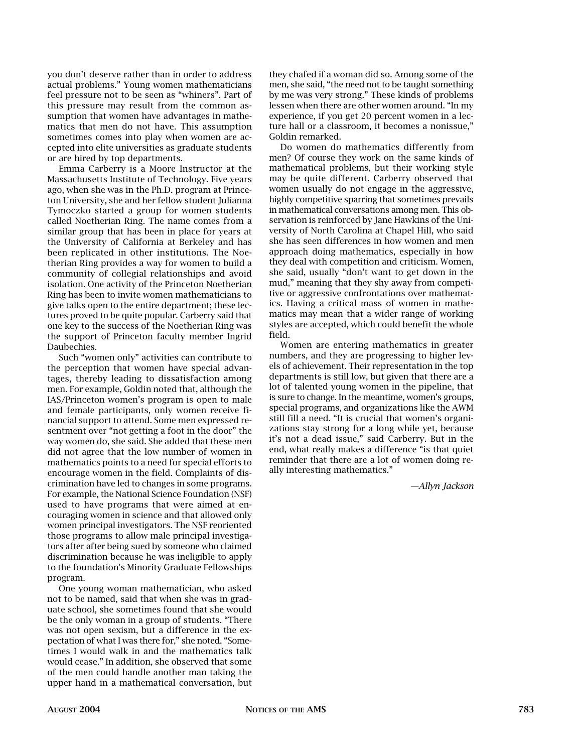you don't deserve rather than in order to address actual problems." Young women mathematicians feel pressure not to be seen as "whiners". Part of this pressure may result from the common assumption that women have advantages in mathematics that men do not have. This assumption sometimes comes into play when women are accepted into elite universities as graduate students or are hired by top departments.

Emma Carberry is a Moore Instructor at the Massachusetts Institute of Technology. Five years ago, when she was in the Ph.D. program at Princeton University, she and her fellow student Julianna Tymoczko started a group for women students called Noetherian Ring. The name comes from a similar group that has been in place for years at the University of California at Berkeley and has been replicated in other institutions. The Noetherian Ring provides a way for women to build a community of collegial relationships and avoid isolation. One activity of the Princeton Noetherian Ring has been to invite women mathematicians to give talks open to the entire department; these lectures proved to be quite popular. Carberry said that one key to the success of the Noetherian Ring was the support of Princeton faculty member Ingrid Daubechies.

Such "women only" activities can contribute to the perception that women have special advantages, thereby leading to dissatisfaction among men. For example, Goldin noted that, although the IAS/Princeton women's program is open to male and female participants, only women receive financial support to attend. Some men expressed resentment over "not getting a foot in the door" the way women do, she said. She added that these men did not agree that the low number of women in mathematics points to a need for special efforts to encourage women in the field. Complaints of discrimination have led to changes in some programs. For example, the National Science Foundation (NSF) used to have programs that were aimed at encouraging women in science and that allowed only women principal investigators. The NSF reoriented those programs to allow male principal investigators after after being sued by someone who claimed discrimination because he was ineligible to apply to the foundation's Minority Graduate Fellowships program.

One young woman mathematician, who asked not to be named, said that when she was in graduate school, she sometimes found that she would be the only woman in a group of students. "There was not open sexism, but a difference in the expectation of what I was there for," she noted. "Sometimes I would walk in and the mathematics talk would cease." In addition, she observed that some of the men could handle another man taking the upper hand in a mathematical conversation, but they chafed if a woman did so. Among some of the men, she said, "the need not to be taught something by me was very strong." These kinds of problems lessen when there are other women around. "In my experience, if you get 20 percent women in a lecture hall or a classroom, it becomes a nonissue," Goldin remarked.

Do women do mathematics differently from men? Of course they work on the same kinds of mathematical problems, but their working style may be quite different. Carberry observed that women usually do not engage in the aggressive, highly competitive sparring that sometimes prevails in mathematical conversations among men. This observation is reinforced by Jane Hawkins of the University of North Carolina at Chapel Hill, who said she has seen differences in how women and men approach doing mathematics, especially in how they deal with competition and criticism. Women, she said, usually "don't want to get down in the mud," meaning that they shy away from competitive or aggressive confrontations over mathematics. Having a critical mass of women in mathematics may mean that a wider range of working styles are accepted, which could benefit the whole field.

Women are entering mathematics in greater numbers, and they are progressing to higher levels of achievement. Their representation in the top departments is still low, but given that there are a lot of talented young women in the pipeline, that is sure to change. In the meantime, women's groups, special programs, and organizations like the AWM still fill a need. "It is crucial that women's organizations stay strong for a long while yet, because it's not a dead issue," said Carberry. But in the end, what really makes a difference "is that quiet reminder that there are a lot of women doing really interesting mathematics."

*—Allyn Jackson*